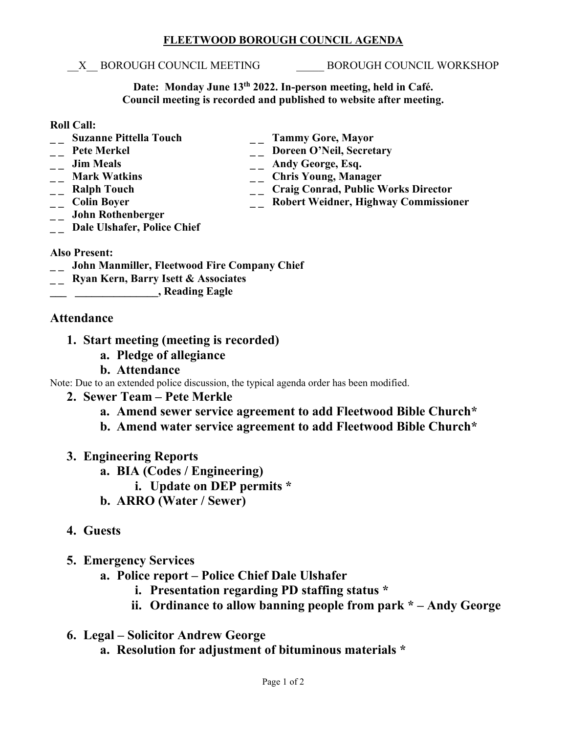**FLEETWOOD BOROUGH COUNCIL AGENDA**

\_\_X\_\_ BOROUGH COUNCIL MEETING      \_\_\_\_\_ BOROUGH COUNCIL WORKSHOP

**Date: Monday June 13th 2022. In-person meeting, held in Café.**
**Council meeting is recorded and published to website after meeting.**

**Roll Call:**

- _ _ **Suzanne Pittella Touch**
- _ _ **Pete Merkel**
- _ _ **Jim Meals**
- _ _ **Mark Watkins**
- _ _ **Ralph Touch**
- _ _ **Colin Boyer**
- _ _ **John Rothenberger**
- _ _ **Dale Ulshafer, Police Chief**
- _ _ **Tammy Gore, Mayor**
- _ _ **Doreen O'Neil, Secretary**
- _ _ **Andy George, Esq.**
- _ _ **Chris Young, Manager**
- _ _ **Craig Conrad, Public Works Director**
- _ _ **Robert Weidner, Highway Commissioner**

**Also Present:**

- _ _ **John Manmiller, Fleetwood Fire Company Chief**
- _ _ **Ryan Kern, Barry Isett & Associates**
- ___ **_______________, Reading Eagle**

## Attendance

1. **Start meeting (meeting is recorded)**
   a. **Pledge of allegiance**
   b. **Attendance**

Note: Due to an extended police discussion, the typical agenda order has been modified.

2. **Sewer Team – Pete Merkle**
   a. **Amend sewer service agreement to add Fleetwood Bible Church***
   b. **Amend water service agreement to add Fleetwood Bible Church***

3. **Engineering Reports**
   a. **BIA (Codes / Engineering)**
      i. **Update on DEP permits ***
   b. **ARRO (Water / Sewer)**

4. **Guests**

5. **Emergency Services**
   a. **Police report – Police Chief Dale Ulshafer**
      i. **Presentation regarding PD staffing status ***
      ii. **Ordinance to allow banning people from park * – Andy George**

6. **Legal – Solicitor Andrew George**
   a. **Resolution for adjustment of bituminous materials ***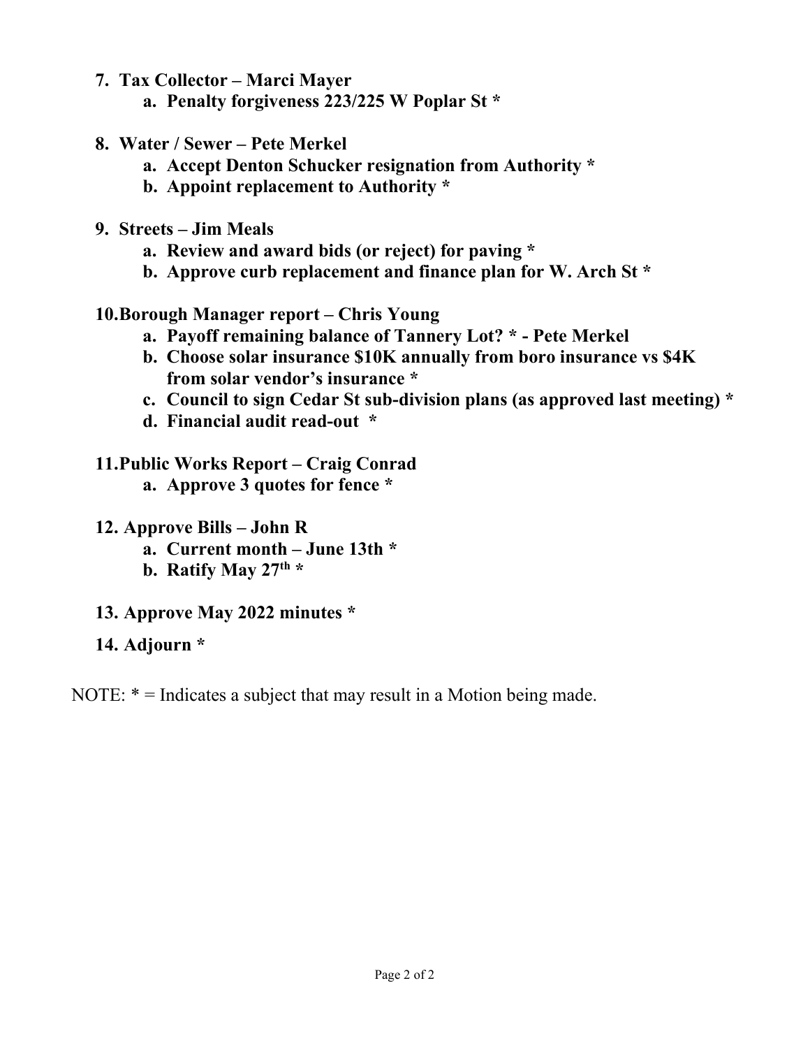7. **Tax Collector – Marci Mayer**
    a. **Penalty forgiveness 223/225 W Poplar St ***

8. **Water / Sewer – Pete Merkel**
    a. **Accept Denton Schucker resignation from Authority ***
    b. **Appoint replacement to Authority ***

9. **Streets – Jim Meals**
    a. **Review and award bids (or reject) for paving ***
    b. **Approve curb replacement and finance plan for W. Arch St ***

10. **Borough Manager report – Chris Young**
    a. **Payoff remaining balance of Tannery Lot? * - Pete Merkel**
    b. **Choose solar insurance $10K annually from boro insurance vs $4K from solar vendor's insurance ***
    c. **Council to sign Cedar St sub-division plans (as approved last meeting) ***
    d. **Financial audit read-out ***

11. **Public Works Report – Craig Conrad**
    a. **Approve 3 quotes for fence ***

12. **Approve Bills – John R**
    a. **Current month – June 13th ***
    b. **Ratify May 27th ***

13. **Approve May 2022 minutes ***

14. **Adjourn ***

NOTE: * = Indicates a subject that may result in a Motion being made.